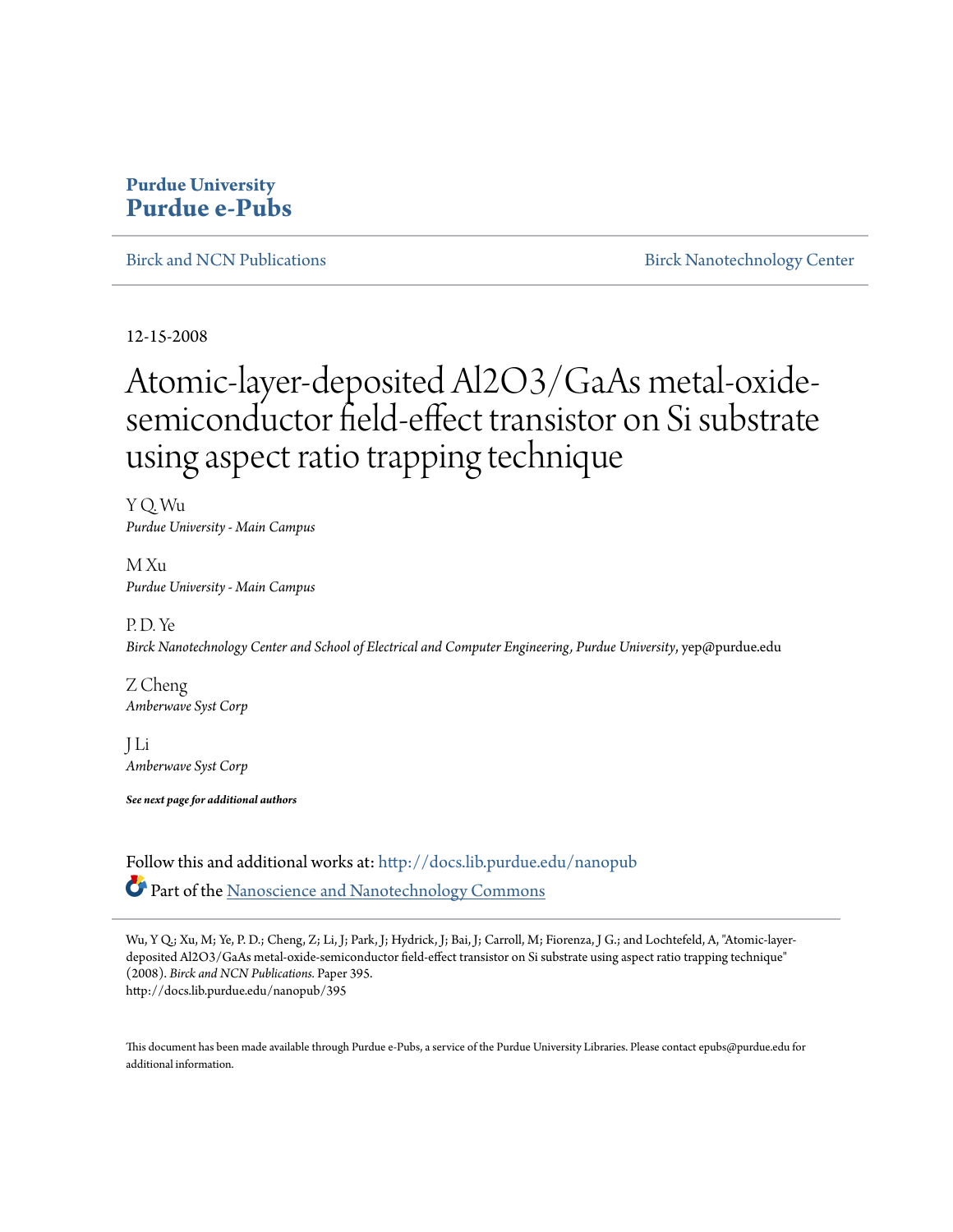**Purdue University**
# Purdue e-Pubs

Birck and NCN Publications | Birck Nanotechnology Center

12-15-2008

# Atomic-layer-deposited Al2O3/GaAs metal-oxide-semiconductor field-effect transistor on Si substrate using aspect ratio trapping technique

Y Q. Wu
*Purdue University - Main Campus*

M Xu
*Purdue University - Main Campus*

P. D. Ye
*Birck Nanotechnology Center and School of Electrical and Computer Engineering, Purdue University*, yep@purdue.edu

Z Cheng
*Amberwave Syst Corp*

J Li
*Amberwave Syst Corp*

***See next page for additional authors***

Follow this and additional works at: http://docs.lib.purdue.edu/nanopub

Part of the Nanoscience and Nanotechnology Commons

Wu, Y Q.; Xu, M; Ye, P. D.; Cheng, Z; Li, J; Park, J; Hydrick, J; Bai, J; Carroll, M; Fiorenza, J G.; and Lochtefeld, A, "Atomic-layer-deposited Al2O3/GaAs metal-oxide-semiconductor field-effect transistor on Si substrate using aspect ratio trapping technique" (2008). *Birck and NCN Publications*. Paper 395.
http://docs.lib.purdue.edu/nanopub/395

This document has been made available through Purdue e-Pubs, a service of the Purdue University Libraries. Please contact epubs@purdue.edu for additional information.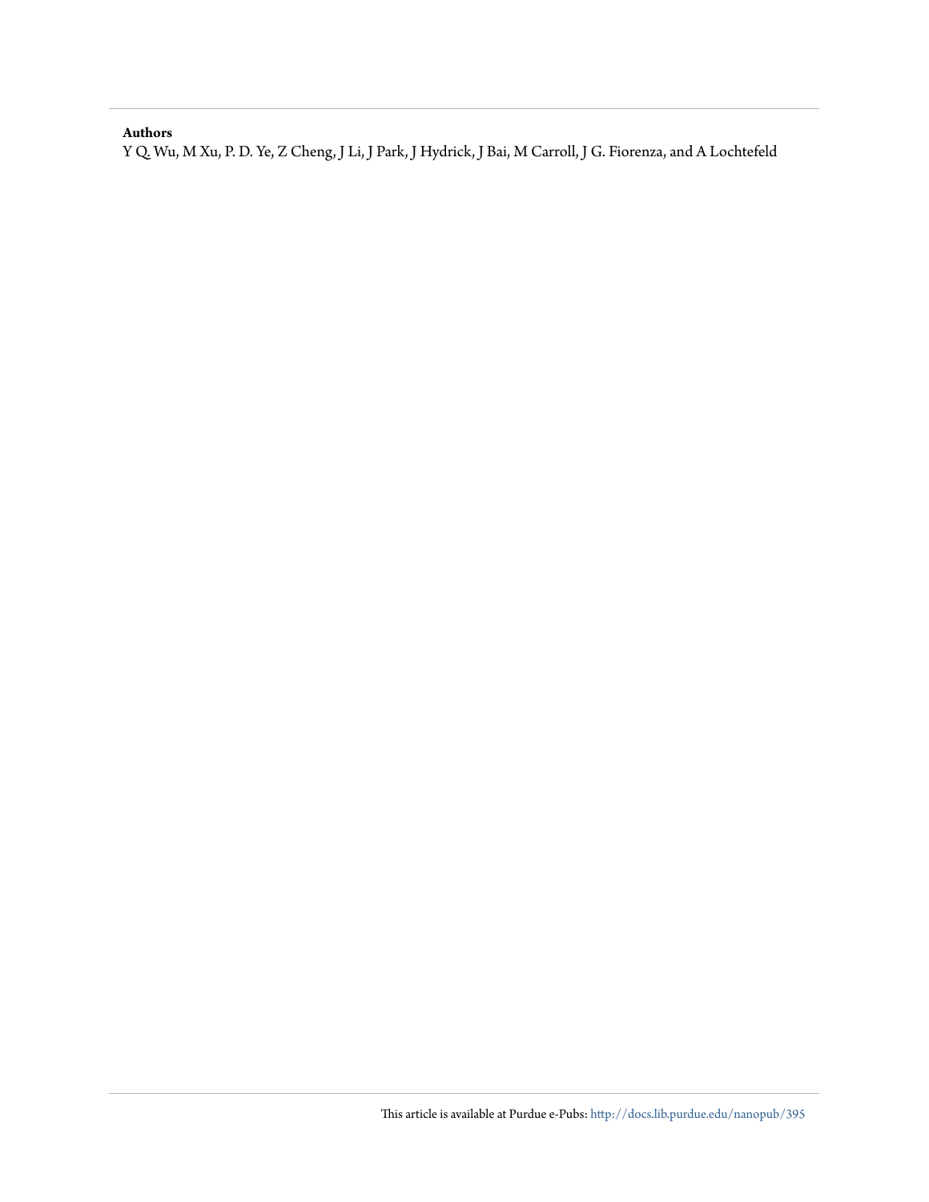**Authors**

Y Q. Wu, M Xu, P. D. Ye, Z Cheng, J Li, J Park, J Hydrick, J Bai, M Carroll, J G. Fiorenza, and A Lochtefeld

This article is available at Purdue e-Pubs: http://docs.lib.purdue.edu/nanopub/395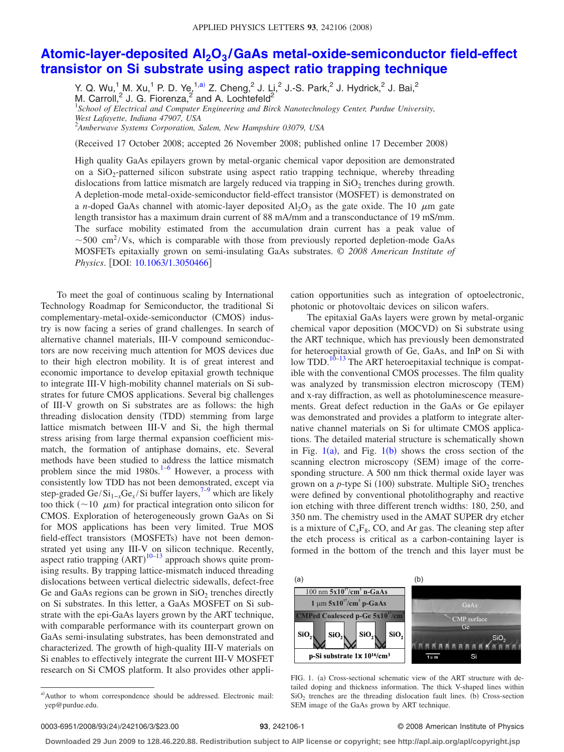# Atomic-layer-deposited $Al_2O_3$/GaAs metal-oxide-semiconductor field-effect transistor on Si substrate using aspect ratio trapping technique

Y. Q. Wu,[1] M. Xu,[1] P. D. Ye,[1,a)] Z. Cheng,[2] J. Li,[2] J.-S. Park,[2] J. Hydrick,[2] J. Bai,[2] M. Carroll,[2] J. G. Fiorenza,[2] and A. Lochtefeld[2]

[1]*School of Electrical and Computer Engineering and Birck Nanotechnology Center, Purdue University, West Lafayette, Indiana 47907, USA*
[2]*Amberwave Systems Corporation, Salem, New Hampshire 03079, USA*

(Received 17 October 2008; accepted 26 November 2008; published online 17 December 2008)

High quality GaAs epilayers grown by metal-organic chemical vapor deposition are demonstrated on a $SiO_2$-patterned silicon substrate using aspect ratio trapping technique, whereby threading dislocations from lattice mismatch are largely reduced via trapping in $SiO_2$ trenches during growth. A depletion-mode metal-oxide-semiconductor field-effect transistor (MOSFET) is demonstrated on a *n*-doped GaAs channel with atomic-layer deposited $Al_2O_3$ as the gate oxide. The 10 $\mu$m gate length transistor has a maximum drain current of 88 mA/mm and a transconductance of 19 mS/mm. The surface mobility estimated from the accumulation drain current has a peak value of $\sim$500 $cm^2/Vs$, which is comparable with those from previously reported depletion-mode GaAs MOSFETs epitaxially grown on semi-insulating GaAs substrates. © *2008 American Institute of Physics*. [DOI: 10.1063/1.3050466]

To meet the goal of continuous scaling by International Technology Roadmap for Semiconductor, the traditional Si complementary-metal-oxide-semiconductor (CMOS) industry is now facing a series of grand challenges. In search of alternative channel materials, III-V compound semiconductors are now receiving much attention for MOS devices due to their high electron mobility. It is of great interest and economic importance to develop epitaxial growth technique to integrate III-V high-mobility channel materials on Si substrates for future CMOS applications. Several big challenges of III-V growth on Si substrates are as follows: the high threading dislocation density (TDD) stemming from large lattice mismatch between III-V and Si, the high thermal stress arising from large thermal expansion coefficient mismatch, the formation of antiphase domains, etc. Several methods have been studied to address the lattice mismatch problem since the mid 1980s.[1–6] However, a process with consistently low TDD has not been demonstrated, except via step-graded $Ge/Si_{1-x}Ge_x/Si$ buffer layers,[7–9] which are likely too thick ($\sim$10 $\mu$m) for practical integration onto silicon for CMOS. Exploration of heterogeneously grown GaAs on Si for MOS applications has been very limited. True MOS field-effect transistors (MOSFETs) have not been demonstrated yet using any III-V on silicon technique. Recently, aspect ratio trapping (ART)[10–13] approach shows quite promising results. By trapping lattice-mismatch induced threading dislocations between vertical dielectric sidewalls, defect-free Ge and GaAs regions can be grown in $SiO_2$ trenches directly on Si substrates. In this letter, a GaAs MOSFET on Si substrate with the epi-GaAs layers grown by the ART technique, with comparable performance with its counterpart grown on GaAs semi-insulating substrates, has been demonstrated and characterized. The growth of high-quality III-V materials on Si enables to effectively integrate the current III-V MOSFET research on Si CMOS platform. It also provides other application opportunities such as integration of optoelectronic, photonic or photovoltaic devices on silicon wafers.

The epitaxial GaAs layers were grown by metal-organic chemical vapor deposition (MOCVD) on Si substrate using the ART technique, which has previously been demonstrated for heteroepitaxial growth of Ge, GaAs, and InP on Si with low TDD.[10–13] The ART heteroepitaxial technique is compatible with the conventional CMOS processes. The film quality was analyzed by transmission electron microscopy (TEM) and x-ray diffraction, as well as photoluminescence measurements. Great defect reduction in the GaAs or Ge epilayer was demonstrated and provides a platform to integrate alternative channel materials on Si for ultimate CMOS applications. The detailed material structure is schematically shown in Fig. 1(a), and Fig. 1(b) shows the cross section of the scanning electron microscopy (SEM) image of the corresponding structure. A 500 nm thick thermal oxide layer was grown on a *p*-type Si (100) substrate. Multiple $SiO_2$ trenches were defined by conventional photolithography and reactive ion etching with three different trench widths: 180, 250, and 350 nm. The chemistry used in the AMAT SUPER dry etcher is a mixture of $C_4F_8$, CO, and Ar gas. The cleaning step after the etch process is critical as a carbon-containing layer is formed in the bottom of the trench and this layer must be

FIG. 1. (a) Cross-sectional schematic view of the ART structure with detailed doping and thickness information. The thick V-shaped lines within $SiO_2$ trenches are the threading dislocation fault lines. (b) Cross-section SEM image of the GaAs grown by ART technique.

---

[a)]Author to whom correspondence should be addressed. Electronic mail: yep@purdue.edu.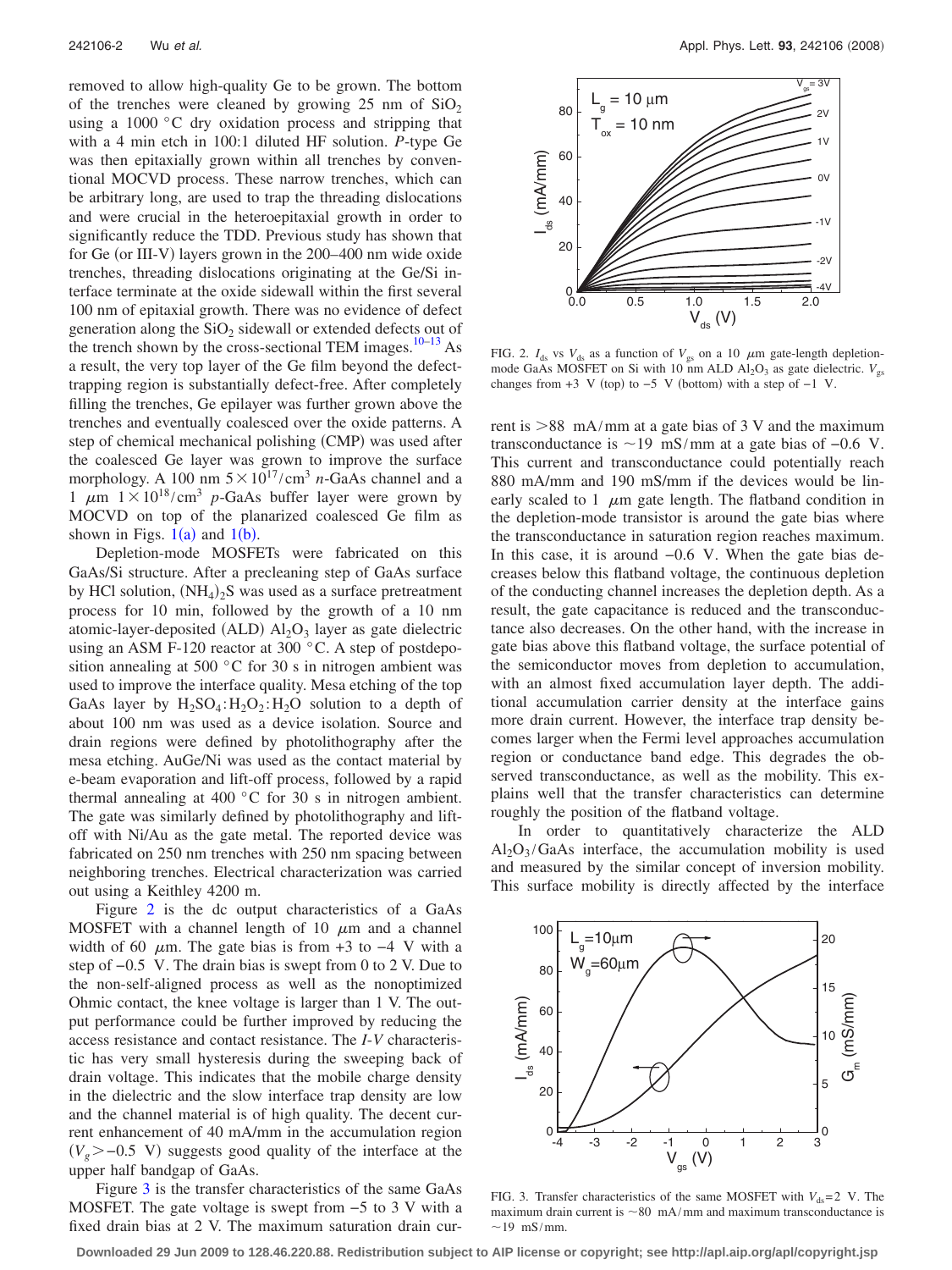removed to allow high-quality Ge to be grown. The bottom of the trenches were cleaned by growing 25 nm of $SiO_2$ using a 1000 °C dry oxidation process and stripping that with a 4 min etch in 100:1 diluted HF solution. *P*-type Ge was then epitaxially grown within all trenches by conventional MOCVD process. These narrow trenches, which can be arbitrary long, are used to trap the threading dislocations and were crucial in the heteroepitaxial growth in order to significantly reduce the TDD. Previous study has shown that for Ge (or III-V) layers grown in the 200–400 nm wide oxide trenches, threading dislocations originating at the Ge/Si interface terminate at the oxide sidewall within the first several 100 nm of epitaxial growth. There was no evidence of defect generation along the $SiO_2$ sidewall or extended defects out of the trench shown by the cross-sectional TEM images.[10–13] As a result, the very top layer of the Ge film beyond the defect-trapping region is substantially defect-free. After completely filling the trenches, Ge epilayer was further grown above the trenches and eventually coalesced over the oxide patterns. A step of chemical mechanical polishing (CMP) was used after the coalesced Ge layer was grown to improve the surface morphology. A 100 nm $5\times10^{17}/\text{cm}^3$ *n*-GaAs channel and a 1 $\mu$m $1\times10^{18}/\text{cm}^3$ *p*-GaAs buffer layer were grown by MOCVD on top of the planarized coalesced Ge film as shown in Figs. 1(a) and 1(b).

Depletion-mode MOSFETs were fabricated on this GaAs/Si structure. After a precleaning step of GaAs surface by HCl solution, $(NH_4)_2S$ was used as a surface pretreatment process for 10 min, followed by the growth of a 10 nm atomic-layer-deposited (ALD) $Al_2O_3$ layer as gate dielectric using an ASM F-120 reactor at 300 °C. A step of postdeposition annealing at 500 °C for 30 s in nitrogen ambient was used to improve the interface quality. Mesa etching of the top GaAs layer by $H_2SO_4$:$H_2O_2$:$H_2O$ solution to a depth of about 100 nm was used as a device isolation. Source and drain regions were defined by photolithography after the mesa etching. AuGe/Ni was used as the contact material by e-beam evaporation and lift-off process, followed by a rapid thermal annealing at 400 °C for 30 s in nitrogen ambient. The gate was similarly defined by photolithography and lift-off with Ni/Au as the gate metal. The reported device was fabricated on 250 nm trenches with 250 nm spacing between neighboring trenches. Electrical characterization was carried out using a Keithley 4200 m.

Figure 2 is the dc output characteristics of a GaAs MOSFET with a channel length of 10 $\mu$m and a channel width of 60 $\mu$m. The gate bias is from +3 to −4 V with a step of −0.5 V. The drain bias is swept from 0 to 2 V. Due to the non-self-aligned process as well as the nonoptimized Ohmic contact, the knee voltage is larger than 1 V. The output performance could be further improved by reducing the access resistance and contact resistance. The *I-V* characteristic has very small hysteresis during the sweeping back of drain voltage. This indicates that the mobile charge density in the dielectric and the slow interface trap density are low and the channel material is of high quality. The decent current enhancement of 40 mA/mm in the accumulation region ($V_g > -0.5$ V) suggests good quality of the interface at the upper half bandgap of GaAs.

Figure 3 is the transfer characteristics of the same GaAs MOSFET. The gate voltage is swept from −5 to 3 V with a fixed drain bias at 2 V. The maximum saturation drain current is >88 mA/mm at a gate bias of 3 V and the maximum transconductance is ~19 mS/mm at a gate bias of −0.6 V. This current and transconductance could potentially reach 880 mA/mm and 190 mS/mm if the devices would be linearly scaled to 1 $\mu$m gate length. The flatband condition in the depletion-mode transistor is around the gate bias where the transconductance in saturation region reaches maximum. In this case, it is around −0.6 V. When the gate bias decreases below this flatband voltage, the continuous depletion of the conducting channel increases the depletion depth. As a result, the gate capacitance is reduced and the transconductance also decreases. On the other hand, with the increase in gate bias above this flatband voltage, the surface potential of the semiconductor moves from depletion to accumulation, with an almost fixed accumulation layer depth. The additional accumulation carrier density at the interface gains more drain current. However, the interface trap density becomes larger when the Fermi level approaches accumulation region or conductance band edge. This degrades the observed transconductance, as well as the mobility. This explains well that the transfer characteristics can determine roughly the position of the flatband voltage.

In order to quantitatively characterize the ALD $Al_2O_3$/GaAs interface, the accumulation mobility is used and measured by the similar concept of inversion mobility. This surface mobility is directly affected by the interface

FIG. 2. $I_{ds}$ vs $V_{ds}$ as a function of $V_{gs}$ on a 10 $\mu$m gate-length depletion-mode GaAs MOSFET on Si with 10 nm ALD $Al_2O_3$ as gate dielectric. $V_{gs}$ changes from +3 V (top) to −5 V (bottom) with a step of −1 V.

FIG. 3. Transfer characteristics of the same MOSFET with $V_{ds}=2$ V. The maximum drain current is ~80 mA/mm and maximum transconductance is ~19 mS/mm.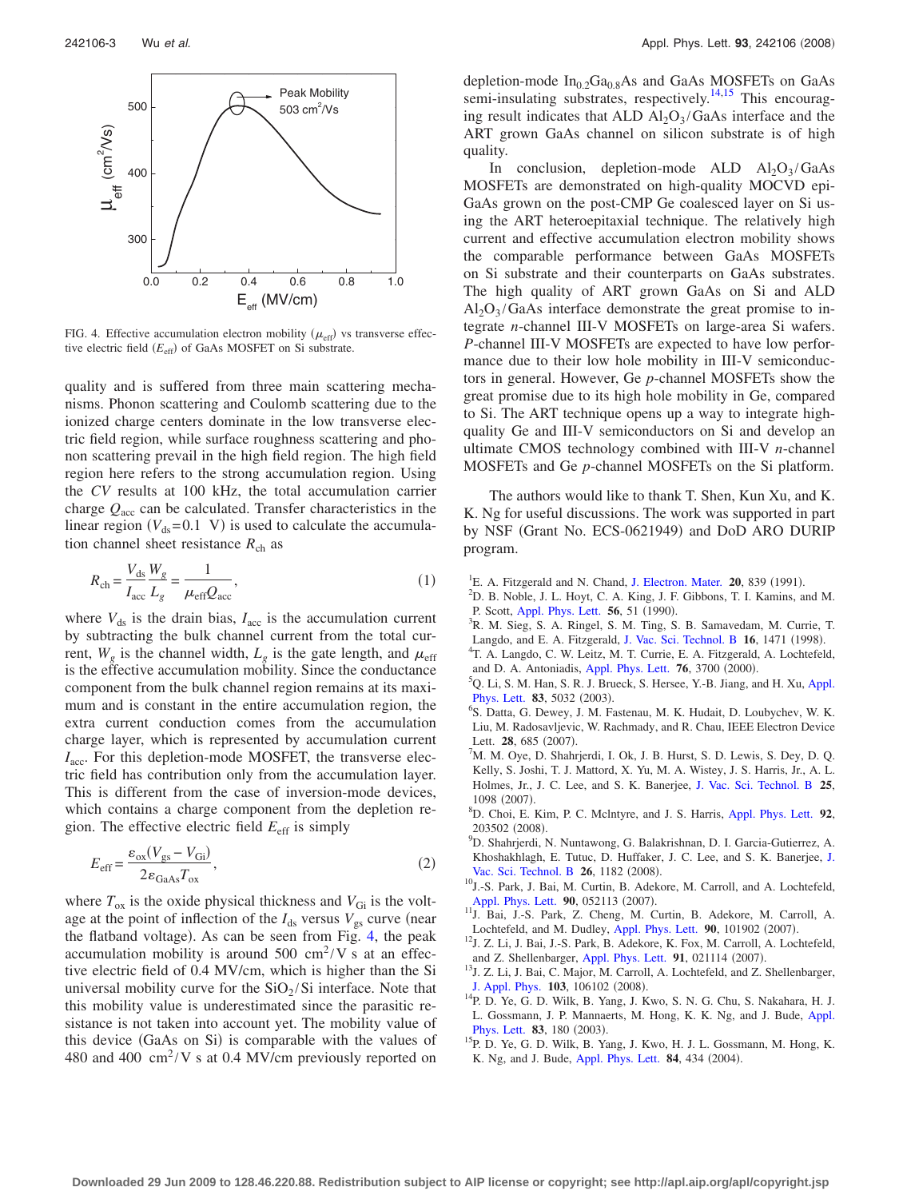Peak Mobility
503 cm$^2$/Vs

$\mu_{eff}$ (cm$^2$/Vs)

500
400
300

0.0 0.2 0.4 0.6 0.8 1.0

$E_{eff}$ (MV/cm)

FIG. 4. Effective accumulation electron mobility ($\mu_{eff}$) vs transverse effective electric field ($E_{eff}$) of GaAs MOSFET on Si substrate.

quality and is suffered from three main scattering mechanisms. Phonon scattering and Coulomb scattering due to the ionized charge centers dominate in the low transverse electric field region, while surface roughness scattering and phonon scattering prevail in the high field region. The high field region here refers to the strong accumulation region. Using the *CV* results at 100 kHz, the total accumulation carrier charge $Q_{acc}$ can be calculated. Transfer characteristics in the linear region ($V_{ds}$=0.1 V) is used to calculate the accumulation channel sheet resistance $R_{ch}$ as

$$R_{ch} = \frac{V_{ds}}{I_{acc}} \frac{W_g}{L_g} = \frac{1}{\mu_{eff} Q_{acc}}, \tag{1}$$

where $V_{ds}$ is the drain bias, $I_{acc}$ is the accumulation current by subtracting the bulk channel current from the total current, $W_g$ is the channel width, $L_g$ is the gate length, and $\mu_{eff}$ is the effective accumulation mobility. Since the conductance component from the bulk channel region remains at its maximum and is constant in the entire accumulation region, the extra current conduction comes from the accumulation charge layer, which is represented by accumulation current $I_{acc}$. For this depletion-mode MOSFET, the transverse electric field has contribution only from the accumulation layer. This is different from the case of inversion-mode devices, which contains a charge component from the depletion region. The effective electric field $E_{eff}$ is simply

$$E_{eff} = \frac{\varepsilon_{ox}(V_{gs} - V_{Gi})}{2\varepsilon_{GaAs} T_{ox}}, \tag{2}$$

where $T_{ox}$ is the oxide physical thickness and $V_{Gi}$ is the voltage at the point of inflection of the $I_{ds}$ versus $V_{gs}$ curve (near the flatband voltage). As can be seen from Fig. 4, the peak accumulation mobility is around 500 cm$^2$/V s at an effective electric field of 0.4 MV/cm, which is higher than the Si universal mobility curve for the $SiO_2$/Si interface. Note that this mobility value is underestimated since the parasitic resistance is not taken into account yet. The mobility value of this device (GaAs on Si) is comparable with the values of 480 and 400 cm$^2$/V s at 0.4 MV/cm previously reported on depletion-mode $In_{0.2}Ga_{0.8}As$ and GaAs MOSFETs on GaAs semi-insulating substrates, respectively.[14,15] This encouraging result indicates that ALD $Al_2O_3$/GaAs interface and the ART grown GaAs channel on silicon substrate is of high quality.

In conclusion, depletion-mode ALD $Al_2O_3$/GaAs MOSFETs are demonstrated on high-quality MOCVD epi-GaAs grown on the post-CMP Ge coalesced layer on Si using the ART heteroepitaxial technique. The relatively high current and effective accumulation electron mobility shows the comparable performance between GaAs MOSFETs on Si substrate and their counterparts on GaAs substrates. The high quality of ART grown GaAs on Si and ALD $Al_2O_3$/GaAs interface demonstrate the great promise to integrate *n*-channel III-V MOSFETs on large-area Si wafers. *P*-channel III-V MOSFETs are expected to have low performance due to their low hole mobility in III-V semiconductors in general. However, Ge *p*-channel MOSFETs show the great promise due to its high hole mobility in Ge, compared to Si. The ART technique opens up a way to integrate high-quality Ge and III-V semiconductors on Si and develop an ultimate CMOS technology combined with III-V *n*-channel MOSFETs and Ge *p*-channel MOSFETs on the Si platform.

The authors would like to thank T. Shen, Kun Xu, and K. K. Ng for useful discussions. The work was supported in part by NSF (Grant No. ECS-0621949) and DoD ARO DURIP program.

[1] E. A. Fitzgerald and N. Chand, J. Electron. Mater. **20**, 839 (1991).
[2] D. B. Noble, J. L. Hoyt, C. A. King, J. F. Gibbons, T. I. Kamins, and M. P. Scott, Appl. Phys. Lett. **56**, 51 (1990).
[3] R. M. Sieg, S. A. Ringel, S. M. Ting, S. B. Samavedam, M. Currie, T. Langdo, and E. A. Fitzgerald, J. Vac. Sci. Technol. B **16**, 1471 (1998).
[4] T. A. Langdo, C. W. Leitz, M. T. Currie, E. A. Fitzgerald, A. Lochtefeld, and D. A. Antoniadis, Appl. Phys. Lett. **76**, 3700 (2000).
[5] Q. Li, S. M. Han, S. R. J. Brueck, S. Hersee, Y.-B. Jiang, and H. Xu, Appl. Phys. Lett. **83**, 5032 (2003).
[6] S. Datta, G. Dewey, J. M. Fastenau, M. K. Hudait, D. Loubychev, W. K. Liu, M. Radosavljevic, W. Rachmady, and R. Chau, IEEE Electron Device Lett. **28**, 685 (2007).
[7] M. M. Oye, D. Shahrjerdi, I. Ok, J. B. Hurst, S. D. Lewis, S. Dey, D. Q. Kelly, S. Joshi, T. J. Mattord, X. Yu, M. A. Wistey, J. S. Harris, Jr., A. L. Holmes, Jr., J. C. Lee, and S. K. Banerjee, J. Vac. Sci. Technol. B **25**, 1098 (2007).
[8] D. Choi, E. Kim, P. C. McIntyre, and J. S. Harris, Appl. Phys. Lett. **92**, 203502 (2008).
[9] D. Shahrjerdi, N. Nuntawong, G. Balakrishnan, D. I. Garcia-Gutierrez, A. Khoshakhlagh, E. Tutuc, D. Huffaker, J. C. Lee, and S. K. Banerjee, J. Vac. Sci. Technol. B **26**, 1182 (2008).
[10] J.-S. Park, J. Bai, M. Curtin, B. Adekore, M. Carroll, and A. Lochtefeld, Appl. Phys. Lett. **90**, 052113 (2007).
[11] J. Bai, J.-S. Park, Z. Cheng, M. Curtin, B. Adekore, M. Carroll, A. Lochtefeld, and M. Dudley, Appl. Phys. Lett. **90**, 101902 (2007).
[12] J. Z. Li, J. Bai, J.-S. Park, B. Adekore, K. Fox, M. Carroll, A. Lochtefeld, and Z. Shellenbarger, Appl. Phys. Lett. **91**, 021114 (2007).
[13] J. Z. Li, J. Bai, C. Major, M. Carroll, A. Lochtefeld, and Z. Shellenbarger, J. Appl. Phys. **103**, 106102 (2008).
[14] P. D. Ye, G. D. Wilk, B. Yang, J. Kwo, S. N. G. Chu, S. Nakahara, H. J. L. Gossmann, J. P. Mannaerts, M. Hong, K. K. Ng, and J. Bude, Appl. Phys. Lett. **83**, 180 (2003).
[15] P. D. Ye, G. D. Wilk, B. Yang, J. Kwo, H. J. L. Gossmann, M. Hong, K. K. Ng, and J. Bude, Appl. Phys. Lett. **84**, 434 (2004).